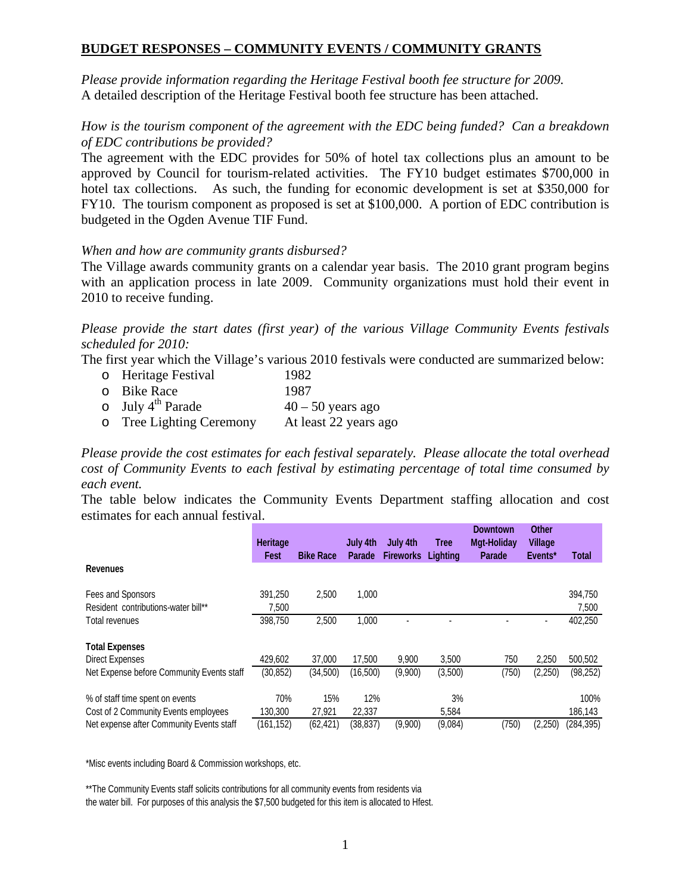## BUDGET RESPONSES – COMMUNITY EVENTS / COMMUNITY GRANTS

*Please provide information regarding the Heritage Festival booth fee structure for 2009.*
A detailed description of the Heritage Festival booth fee structure has been attached.

*How is the tourism component of the agreement with the EDC being funded? Can a breakdown of EDC contributions be provided?*
The agreement with the EDC provides for 50% of hotel tax collections plus an amount to be approved by Council for tourism-related activities. The FY10 budget estimates $700,000 in hotel tax collections. As such, the funding for economic development is set at $350,000 for FY10. The tourism component as proposed is set at $100,000. A portion of EDC contribution is budgeted in the Ogden Avenue TIF Fund.

*When and how are community grants disbursed?*
The Village awards community grants on a calendar year basis. The 2010 grant program begins with an application process in late 2009. Community organizations must hold their event in 2010 to receive funding.

*Please provide the start dates (first year) of the various Village Community Events festivals scheduled for 2010:*
The first year which the Village's various 2010 festivals were conducted are summarized below:

- Heritage Festival — 1982
- Bike Race — 1987
- July 4th Parade — 40 – 50 years ago
- Tree Lighting Ceremony — At least 22 years ago

*Please provide the cost estimates for each festival separately. Please allocate the total overhead cost of Community Events to each festival by estimating percentage of total time consumed by each event.*
The table below indicates the Community Events Department staffing allocation and cost estimates for each annual festival.

| | Heritage Fest | Bike Race | July 4th Parade | July 4th Fireworks | Tree Lighting | Downtown Mgt-Holiday Parade | Other Village Events* | Total |
|---|---|---|---|---|---|---|---|---|
| **Revenues** | | | | | | | | |
| Fees and Sponsors | 391,250 | 2,500 | 1,000 | | | | | 394,750 |
| Resident contributions-water bill** | 7,500 | | | | | | | 7,500 |
| Total revenues | 398,750 | 2,500 | 1,000 | - | - | - | - | 402,250 |
| **Total Expenses** | | | | | | | | |
| Direct Expenses | 429,602 | 37,000 | 17,500 | 9,900 | 3,500 | 750 | 2,250 | 500,502 |
| Net Expense before Community Events staff | (30,852) | (34,500) | (16,500) | (9,900) | (3,500) | (750) | (2,250) | (98,252) |
| % of staff time spent on events | 70% | 15% | 12% | | 3% | | | 100% |
| Cost of 2 Community Events employees | 130,300 | 27,921 | 22,337 | | 5,584 | | | 186,143 |
| Net expense after Community Events staff | (161,152) | (62,421) | (38,837) | (9,900) | (9,084) | (750) | (2,250) | (284,395) |

*Misc events including Board & Commission workshops, etc.

**The Community Events staff solicits contributions for all community events from residents via the water bill. For purposes of this analysis the $7,500 budgeted for this item is allocated to Hfest.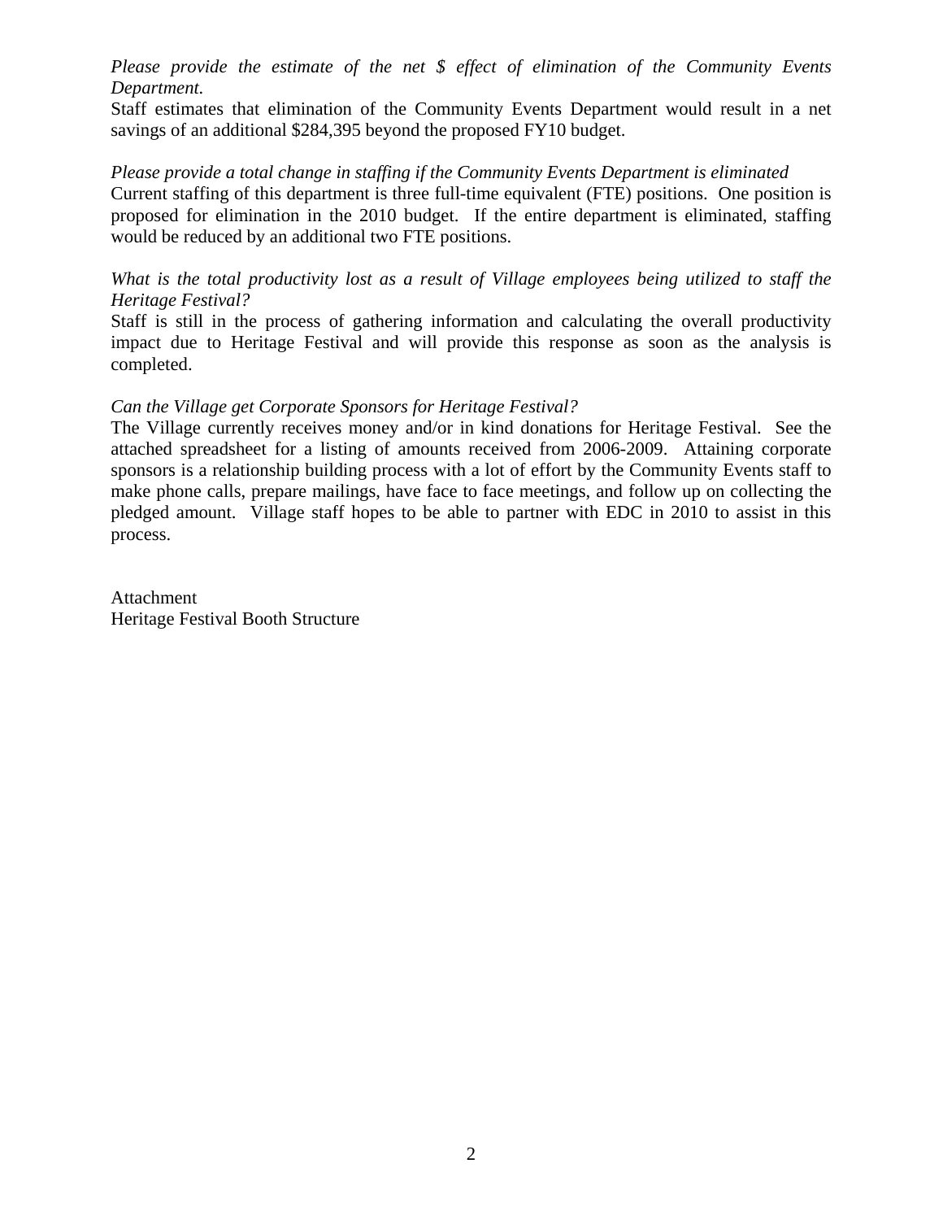*Please provide the estimate of the net $ effect of elimination of the Community Events Department.*

Staff estimates that elimination of the Community Events Department would result in a net savings of an additional $284,395 beyond the proposed FY10 budget.

*Please provide a total change in staffing if the Community Events Department is eliminated*

Current staffing of this department is three full-time equivalent (FTE) positions. One position is proposed for elimination in the 2010 budget. If the entire department is eliminated, staffing would be reduced by an additional two FTE positions.

*What is the total productivity lost as a result of Village employees being utilized to staff the Heritage Festival?*

Staff is still in the process of gathering information and calculating the overall productivity impact due to Heritage Festival and will provide this response as soon as the analysis is completed.

*Can the Village get Corporate Sponsors for Heritage Festival?*

The Village currently receives money and/or in kind donations for Heritage Festival. See the attached spreadsheet for a listing of amounts received from 2006-2009. Attaining corporate sponsors is a relationship building process with a lot of effort by the Community Events staff to make phone calls, prepare mailings, have face to face meetings, and follow up on collecting the pledged amount. Village staff hopes to be able to partner with EDC in 2010 to assist in this process.

Attachment
Heritage Festival Booth Structure